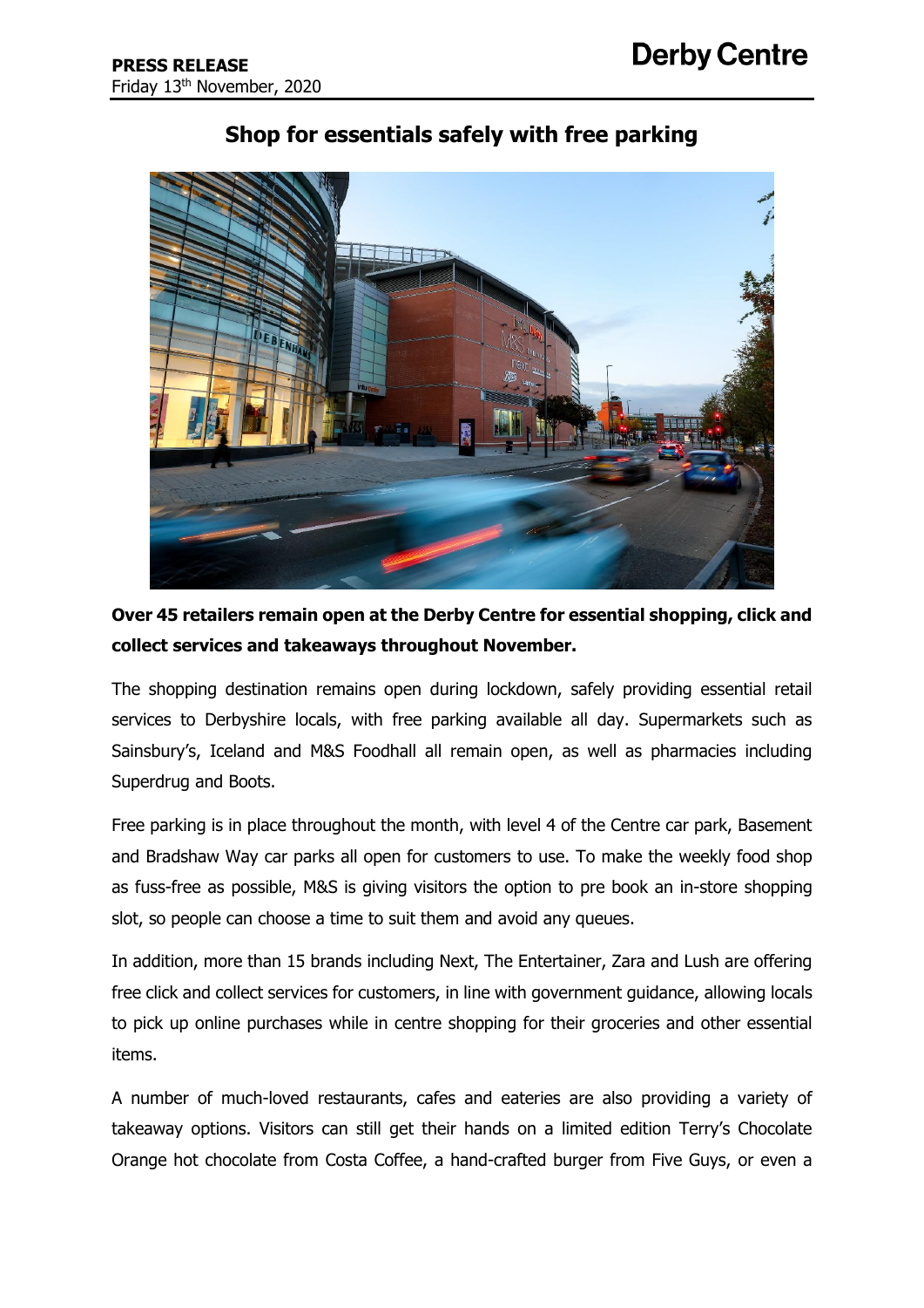**PRESS RELEASE**
Friday 13th November, 2020

**Derby Centre**

# Shop for essentials safely with free parking

**Over 45 retailers remain open at the Derby Centre for essential shopping, click and collect services and takeaways throughout November.**

The shopping destination remains open during lockdown, safely providing essential retail services to Derbyshire locals, with free parking available all day. Supermarkets such as Sainsbury's, Iceland and M&S Foodhall all remain open, as well as pharmacies including Superdrug and Boots.

Free parking is in place throughout the month, with level 4 of the Centre car park, Basement and Bradshaw Way car parks all open for customers to use. To make the weekly food shop as fuss-free as possible, M&S is giving visitors the option to pre book an in-store shopping slot, so people can choose a time to suit them and avoid any queues.

In addition, more than 15 brands including Next, The Entertainer, Zara and Lush are offering free click and collect services for customers, in line with government guidance, allowing locals to pick up online purchases while in centre shopping for their groceries and other essential items.

A number of much-loved restaurants, cafes and eateries are also providing a variety of takeaway options. Visitors can still get their hands on a limited edition Terry's Chocolate Orange hot chocolate from Costa Coffee, a hand-crafted burger from Five Guys, or even a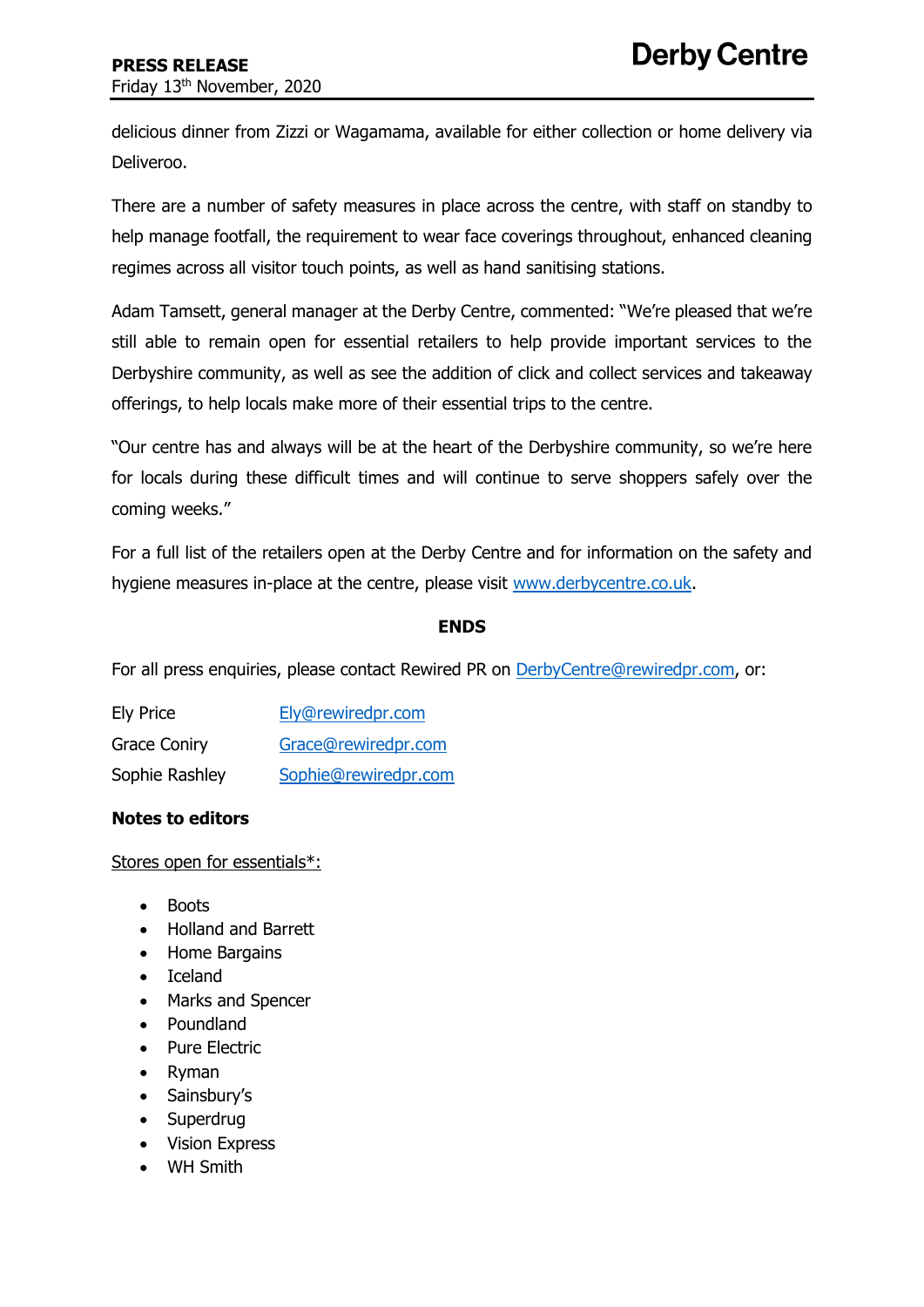delicious dinner from Zizzi or Wagamama, available for either collection or home delivery via Deliveroo.

There are a number of safety measures in place across the centre, with staff on standby to help manage footfall, the requirement to wear face coverings throughout, enhanced cleaning regimes across all visitor touch points, as well as hand sanitising stations.

Adam Tamsett, general manager at the Derby Centre, commented: "We're pleased that we're still able to remain open for essential retailers to help provide important services to the Derbyshire community, as well as see the addition of click and collect services and takeaway offerings, to help locals make more of their essential trips to the centre.

"Our centre has and always will be at the heart of the Derbyshire community, so we're here for locals during these difficult times and will continue to serve shoppers safely over the coming weeks."

For a full list of the retailers open at the Derby Centre and for information on the safety and hygiene measures in-place at the centre, please visit www.derbycentre.co.uk.

**ENDS**

For all press enquiries, please contact Rewired PR on DerbyCentre@rewiredpr.com, or:

| | |
|---|---|
| Ely Price | Ely@rewiredpr.com |
| Grace Coniry | Grace@rewiredpr.com |
| Sophie Rashley | Sophie@rewiredpr.com |

**Notes to editors**

Stores open for essentials*:

- Boots
- Holland and Barrett
- Home Bargains
- Iceland
- Marks and Spencer
- Poundland
- Pure Electric
- Ryman
- Sainsbury's
- Superdrug
- Vision Express
- WH Smith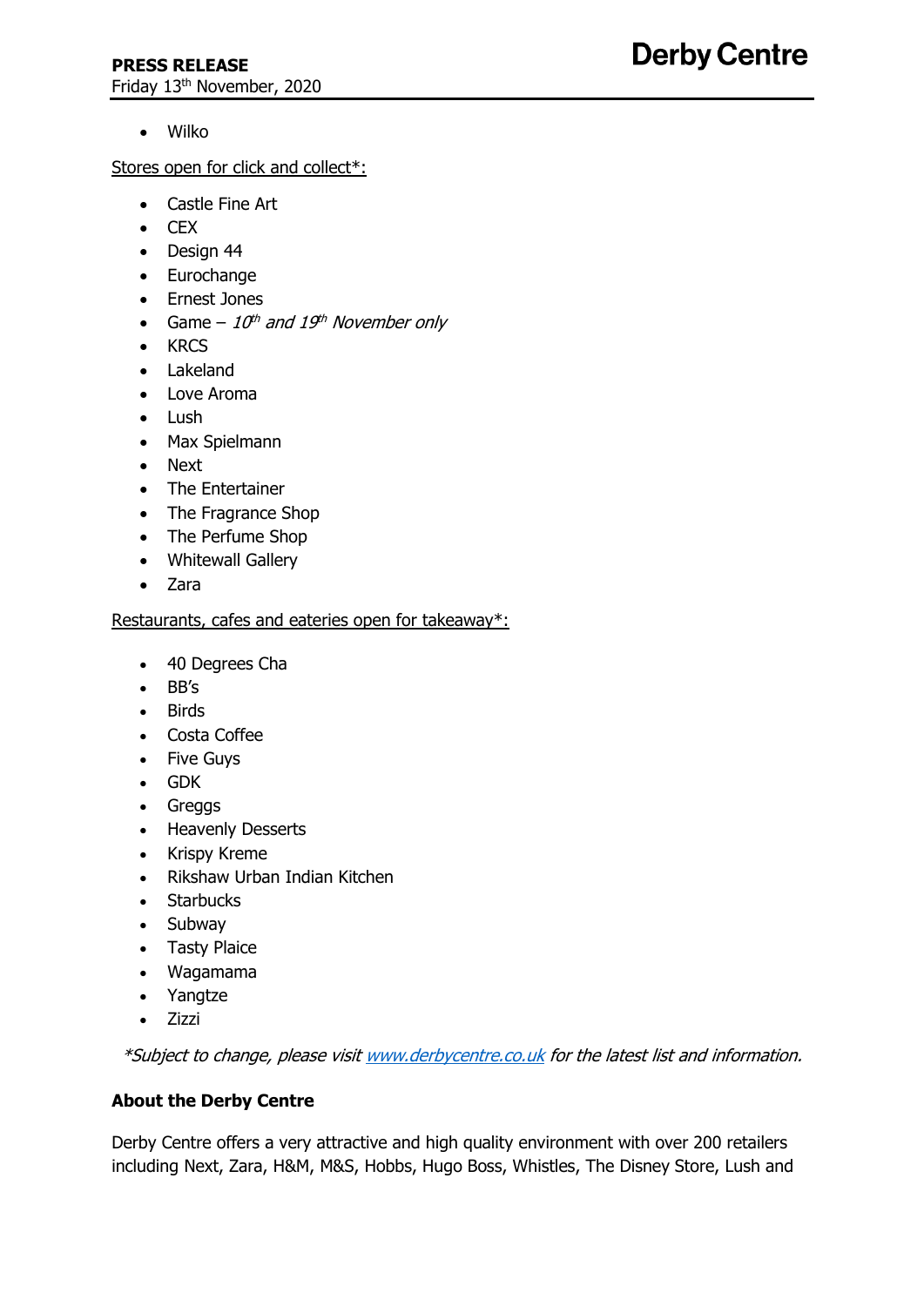- Wilko

Stores open for click and collect*:

- Castle Fine Art
- CEX
- Design 44
- Eurochange
- Ernest Jones
- Game – *10th and 19th November only*
- KRCS
- Lakeland
- Love Aroma
- Lush
- Max Spielmann
- Next
- The Entertainer
- The Fragrance Shop
- The Perfume Shop
- Whitewall Gallery
- Zara

Restaurants, cafes and eateries open for takeaway*:

- 40 Degrees Cha
- BB's
- Birds
- Costa Coffee
- Five Guys
- GDK
- Greggs
- Heavenly Desserts
- Krispy Kreme
- Rikshaw Urban Indian Kitchen
- Starbucks
- Subway
- Tasty Plaice
- Wagamama
- Yangtze
- Zizzi

*\*Subject to change, please visit [www.derbycentre.co.uk](http://www.derbycentre.co.uk) for the latest list and information.*

**About the Derby Centre**

Derby Centre offers a very attractive and high quality environment with over 200 retailers including Next, Zara, H&M, M&S, Hobbs, Hugo Boss, Whistles, The Disney Store, Lush and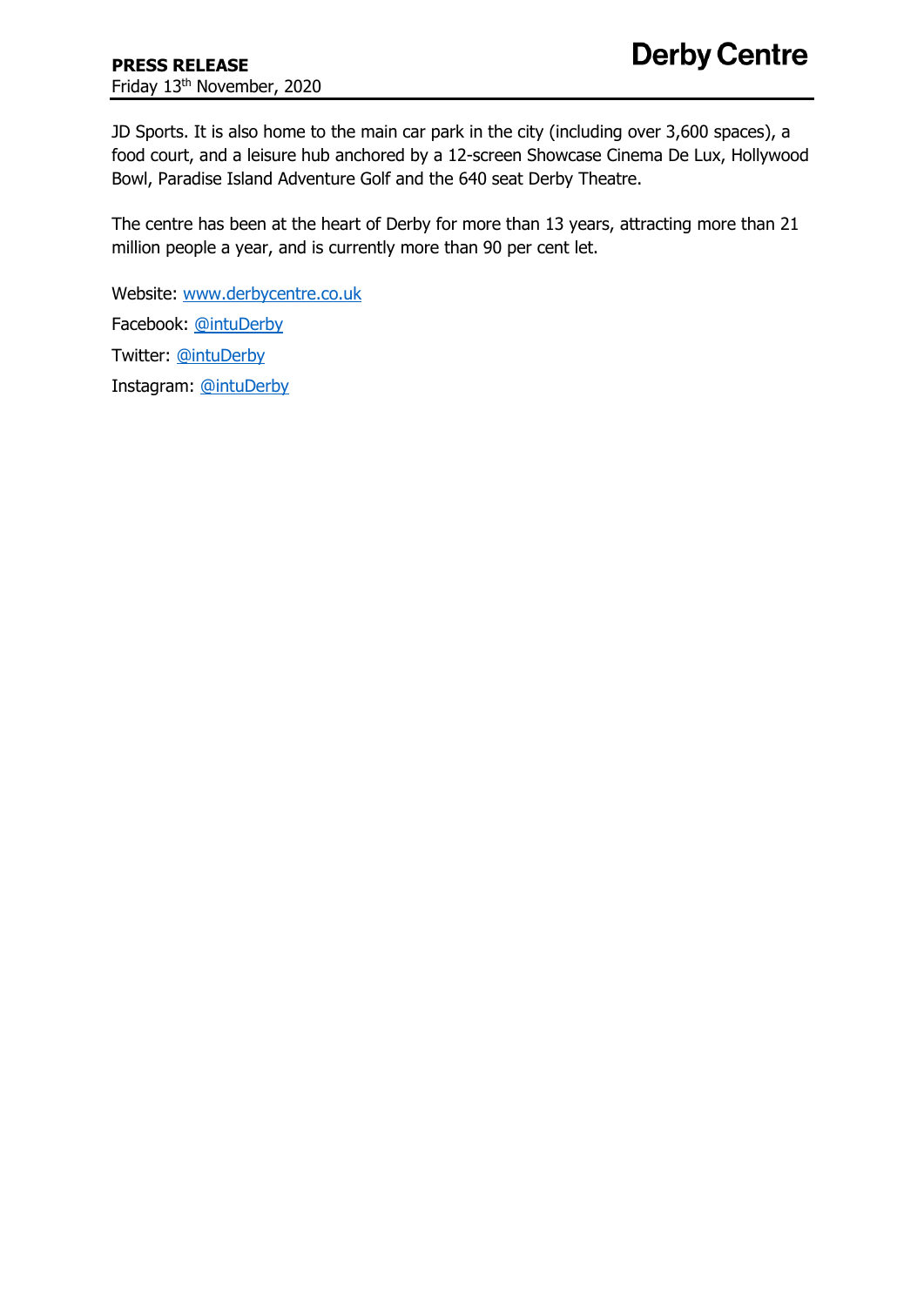JD Sports. It is also home to the main car park in the city (including over 3,600 spaces), a food court, and a leisure hub anchored by a 12-screen Showcase Cinema De Lux, Hollywood Bowl, Paradise Island Adventure Golf and the 640 seat Derby Theatre.

The centre has been at the heart of Derby for more than 13 years, attracting more than 21 million people a year, and is currently more than 90 per cent let.

Website: [www.derbycentre.co.uk](http://www.derbycentre.co.uk)

Facebook: @intuDerby

Twitter: @intuDerby

Instagram: @intuDerby